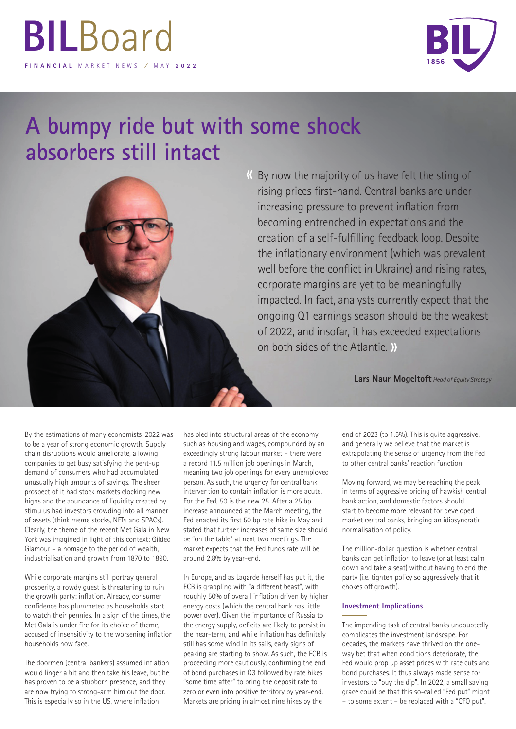# BILBoard

**FINANCIAL** MARKET NEWS / MAY **2022**

## A bumpy ride but with some shock absorbers still intact

« By now the majority of us have felt the sting of rising prices first-hand. Central banks are under increasing pressure to prevent inflation from becoming entrenched in expectations and the creation of a self-fulfilling feedback loop. Despite the inflationary environment (which was prevalent well before the conflict in Ukraine) and rising rates, corporate margins are yet to be meaningfully impacted. In fact, analysts currently expect that the ongoing Q1 earnings season should be the weakest of 2022, and insofar, it has exceeded expectations on both sides of the Atlantic. »

**Lars Naur Mogeltoft** *Head of Equity Strategy*

By the estimations of many economists, 2022 was to be a year of strong economic growth. Supply chain disruptions would ameliorate, allowing companies to get busy satisfying the pent-up demand of consumers who had accumulated unusually high amounts of savings. The sheer prospect of it had stock markets clocking new highs and the abundance of liquidity created by stimulus had investors crowding into all manner of assets (think meme stocks, NFTs and SPACs). Clearly, the theme of the recent Met Gala in New York was imagined in light of this context: Gilded Glamour – a homage to the period of wealth, industrialisation and growth from 1870 to 1890.

While corporate margins still portray general prosperity, a rowdy guest is threatening to ruin the growth party: inflation. Already, consumer confidence has plummeted as households start to watch their pennies. In a sign of the times, the Met Gala is under fire for its choice of theme, accused of insensitivity to the worsening inflation households now face.

The doormen (central bankers) assumed inflation would linger a bit and then take his leave, but he has proven to be a stubborn presence, and they are now trying to strong-arm him out the door. This is especially so in the US, where inflation has bled into structural areas of the economy such as housing and wages, compounded by an exceedingly strong labour market – there were a record 11.5 million job openings in March, meaning two job openings for every unemployed person. As such, the urgency for central bank intervention to contain inflation is more acute. For the Fed, 50 is the new 25. After a 25 bp increase announced at the March meeting, the Fed enacted its first 50 bp rate hike in May and stated that further increases of same size should be "on the table" at next two meetings. The market expects that the Fed funds rate will be around 2.8% by year-end.

In Europe, and as Lagarde herself has put it, the ECB is grappling with "a different beast", with roughly 50% of overall inflation driven by higher energy costs (which the central bank has little power over). Given the importance of Russia to the energy supply, deficits are likely to persist in the near-term, and while inflation has definitely still has some wind in its sails, early signs of peaking are starting to show. As such, the ECB is proceeding more cautiously, confirming the end of bond purchases in Q3 followed by rate hikes "some time after" to bring the deposit rate to zero or even into positive territory by year-end. Markets are pricing in almost nine hikes by the end of 2023 (to 1.5%). This is quite aggressive, and generally we believe that the market is extrapolating the sense of urgency from the Fed to other central banks' reaction function.

Moving forward, we may be reaching the peak in terms of aggressive pricing of hawkish central bank action, and domestic factors should start to become more relevant for developed market central banks, bringing an idiosyncratic normalisation of policy.

The million-dollar question is whether central banks can get inflation to leave (or at least calm down and take a seat) without having to end the party (i.e. tighten policy so aggressively that it chokes off growth).

### Investment Implications

The impending task of central banks undoubtedly complicates the investment landscape. For decades, the markets have thrived on the one-way bet that when conditions deteriorate, the Fed would prop up asset prices with rate cuts and bond purchases. It thus always made sense for investors to "buy the dip". In 2022, a small saving grace could be that this so-called "Fed put" might – to some extent – be replaced with a "CFO put".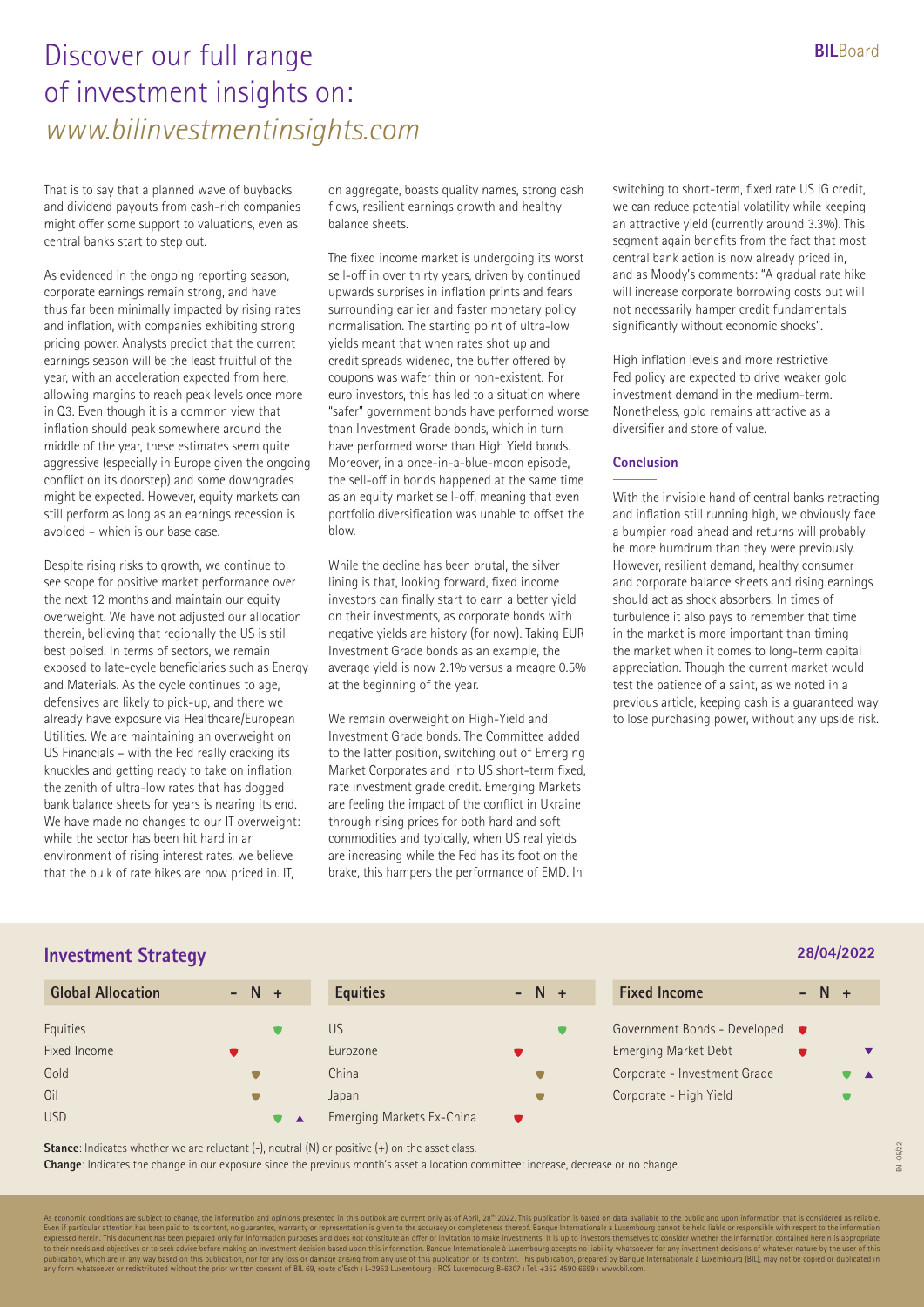# Discover our full range of investment insights on: *www.bilinvestmentinsights.com*

That is to say that a planned wave of buybacks and dividend payouts from cash-rich companies might offer some support to valuations, even as central banks start to step out.

As evidenced in the ongoing reporting season, corporate earnings remain strong, and have thus far been minimally impacted by rising rates and inflation, with companies exhibiting strong pricing power. Analysts predict that the current earnings season will be the least fruitful of the year, with an acceleration expected from here, allowing margins to reach peak levels once more in Q3. Even though it is a common view that inflation should peak somewhere around the middle of the year, these estimates seem quite aggressive (especially in Europe given the ongoing conflict on its doorstep) and some downgrades might be expected. However, equity markets can still perform as long as an earnings recession is avoided – which is our base case.

Despite rising risks to growth, we continue to see scope for positive market performance over the next 12 months and maintain our equity overweight. We have not adjusted our allocation therein, believing that regionally the US is still best poised. In terms of sectors, we remain exposed to late-cycle beneficiaries such as Energy and Materials. As the cycle continues to age, defensives are likely to pick-up, and there we already have exposure via Healthcare/European Utilities. We are maintaining an overweight on US Financials – with the Fed really cracking its knuckles and getting ready to take on inflation, the zenith of ultra-low rates that has dogged bank balance sheets for years is nearing its end. We have made no changes to our IT overweight: while the sector has been hit hard in an environment of rising interest rates, we believe that the bulk of rate hikes are now priced in. IT, on aggregate, boasts quality names, strong cash flows, resilient earnings growth and healthy balance sheets.

The fixed income market is undergoing its worst sell-off in over thirty years, driven by continued upwards surprises in inflation prints and fears surrounding earlier and faster monetary policy normalisation. The starting point of ultra-low yields meant that when rates shot up and credit spreads widened, the buffer offered by coupons was wafer thin or non-existent. For euro investors, this has led to a situation where "safer" government bonds have performed worse than Investment Grade bonds, which in turn have performed worse than High Yield bonds. Moreover, in a once-in-a-blue-moon episode, the sell-off in bonds happened at the same time as an equity market sell-off, meaning that even portfolio diversification was unable to offset the blow.

While the decline has been brutal, the silver lining is that, looking forward, fixed income investors can finally start to earn a better yield on their investments, as corporate bonds with negative yields are history (for now). Taking EUR Investment Grade bonds as an example, the average yield is now 2.1% versus a meagre 0.5% at the beginning of the year.

We remain overweight on High-Yield and Investment Grade bonds. The Committee added to the latter position, switching out of Emerging Market Corporates and into US short-term fixed, rate investment grade credit. Emerging Markets are feeling the impact of the conflict in Ukraine through rising prices for both hard and soft commodities and typically, when US real yields are increasing while the Fed has its foot on the brake, this hampers the performance of EMD. In switching to short-term, fixed rate US IG credit, we can reduce potential volatility while keeping an attractive yield (currently around 3.3%). This segment again benefits from the fact that most central bank action is now already priced in, and as Moody's comments: "A gradual rate hike will increase corporate borrowing costs but will not necessarily hamper credit fundamentals significantly without economic shocks".

High inflation levels and more restrictive Fed policy are expected to drive weaker gold investment demand in the medium-term. Nonetheless, gold remains attractive as a diversifier and store of value.

### Conclusion

With the invisible hand of central banks retracting and inflation still running high, we obviously face a bumpier road ahead and returns will probably be more humdrum than they were previously. However, resilient demand, healthy consumer and corporate balance sheets and rising earnings should act as shock absorbers. In times of turbulence it also pays to remember that time in the market is more important than timing the market when it comes to long-term capital appreciation. Though the current market would test the patience of a saint, as we noted in a previous article, keeping cash is a guaranteed way to lose purchasing power, without any upside risk.

## Investment Strategy

28/04/2022

| Global Allocation | - | N | + | Change |
|---|---|---|---|---|
| Equities | | | ● | |
| Fixed Income | ● | | | |
| Gold | | ● | | |
| Oil | | ● | | |
| USD | | | ● | ▲ |

| Equities | - | N | + | Change |
|---|---|---|---|---|
| US | | | ● | |
| Eurozone | ● | | | |
| China | | ● | | |
| Japan | | ● | | |
| Emerging Markets Ex-China | ● | | | |

| Fixed Income | - | N | + | Change |
|---|---|---|---|---|
| Government Bonds - Developed | ● | | | |
| Emerging Market Debt | ● | | | ▼ |
| Corporate - Investment Grade | | | ● | ▲ |
| Corporate - High Yield | | | ● | |

**Stance**: Indicates whether we are reluctant (-), neutral (N) or positive (+) on the asset class.
**Change**: Indicates the change in our exposure since the previous month's asset allocation committee: increase, decrease or no change.

As economic conditions are subject to change, the information and opinions presented in this outlook are current only as of April, 28th 2022. This publication is based on data available to the public and upon information that is considered as reliable. Even if particular attention has been paid to its content, no guarantee, warranty or representation is given to the accuracy or completeness thereof. Banque Internationale à Luxembourg cannot be held liable or responsible with respect to the information expressed herein. This document has been prepared only for information purposes and does not constitute an offer or invitation to make investments. It is up to investors themselves to consider whether the information contained herein is appropriate to their needs and objectives or to seek advice before making an investment decision based upon this information. Banque Internationale à Luxembourg accepts no liability whatsoever for any investment decisions of whatever nature by the user of this publication, which are in any way based on this publication, nor for any loss or damage arising from any use of this publication or its content. This publication, prepared by Banque Internationale à Luxembourg (BIL), may not be copied or duplicated in any form whatsoever or redistributed without the prior written consent of BIL 69, route d'Esch ı L-2953 Luxembourg ı RCS Luxembourg B-6307 ı Tel. +352 4590 6699 ı www.bil.com.